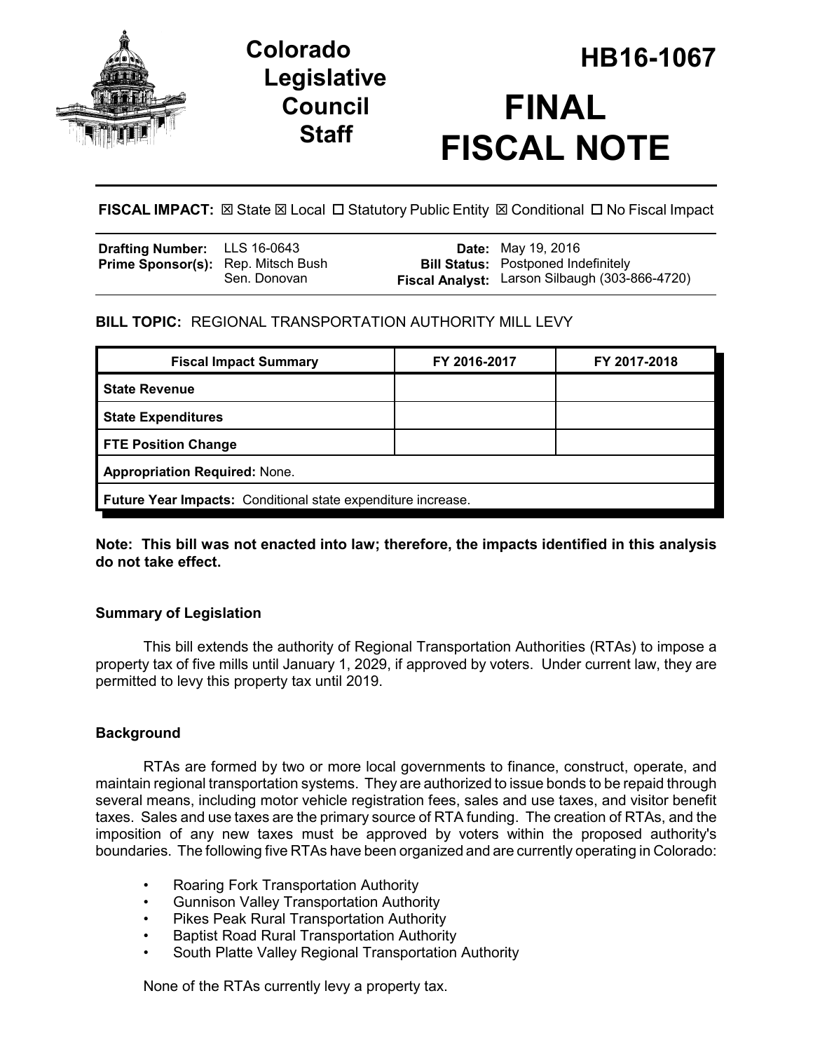# Colorado Legislative Council Staff

# HB16-1067

# FINAL FISCAL NOTE

**FISCAL IMPACT:** ☒ State ☒ Local ☐ Statutory Public Entity ☒ Conditional ☐ No Fiscal Impact

| | | | |
|---|---|---|---|
| **Drafting Number:** | LLS 16-0643 | **Date:** | May 19, 2016 |
| **Prime Sponsor(s):** | Rep. Mitsch Bush<br>Sen. Donovan | **Bill Status:** | Postponed Indefinitely |
| | | **Fiscal Analyst:** | Larson Silbaugh (303-866-4720) |

**BILL TOPIC:** REGIONAL TRANSPORTATION AUTHORITY MILL LEVY

| Fiscal Impact Summary | FY 2016-2017 | FY 2017-2018 |
|---|---|---|
| **State Revenue** | | |
| **State Expenditures** | | |
| **FTE Position Change** | | |
| **Appropriation Required:** None. | | |
| **Future Year Impacts:** Conditional state expenditure increase. | | |

**Note: This bill was not enacted into law; therefore, the impacts identified in this analysis do not take effect.**

### Summary of Legislation

This bill extends the authority of Regional Transportation Authorities (RTAs) to impose a property tax of five mills until January 1, 2029, if approved by voters. Under current law, they are permitted to levy this property tax until 2019.

### Background

RTAs are formed by two or more local governments to finance, construct, operate, and maintain regional transportation systems. They are authorized to issue bonds to be repaid through several means, including motor vehicle registration fees, sales and use taxes, and visitor benefit taxes. Sales and use taxes are the primary source of RTA funding. The creation of RTAs, and the imposition of any new taxes must be approved by voters within the proposed authority's boundaries. The following five RTAs have been organized and are currently operating in Colorado:

- Roaring Fork Transportation Authority
- Gunnison Valley Transportation Authority
- Pikes Peak Rural Transportation Authority
- Baptist Road Rural Transportation Authority
- South Platte Valley Regional Transportation Authority

None of the RTAs currently levy a property tax.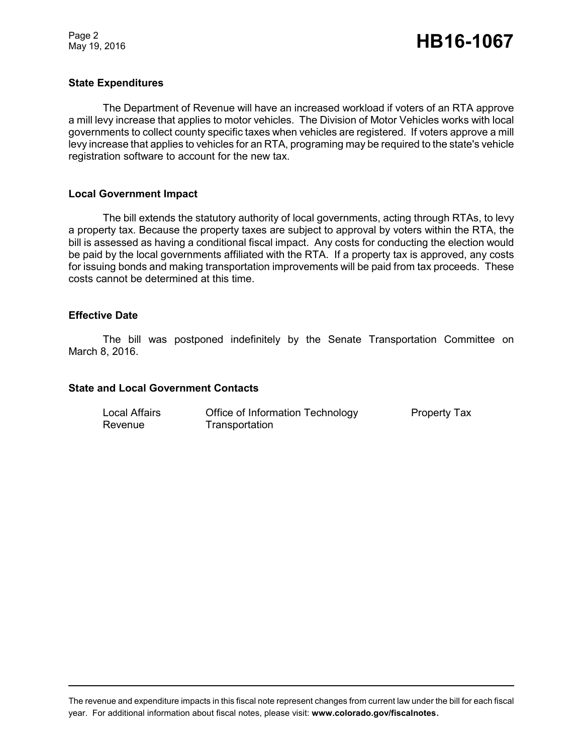## State Expenditures

The Department of Revenue will have an increased workload if voters of an RTA approve a mill levy increase that applies to motor vehicles. The Division of Motor Vehicles works with local governments to collect county specific taxes when vehicles are registered. If voters approve a mill levy increase that applies to vehicles for an RTA, programing may be required to the state's vehicle registration software to account for the new tax.

## Local Government Impact

The bill extends the statutory authority of local governments, acting through RTAs, to levy a property tax. Because the property taxes are subject to approval by voters within the RTA, the bill is assessed as having a conditional fiscal impact. Any costs for conducting the election would be paid by the local governments affiliated with the RTA. If a property tax is approved, any costs for issuing bonds and making transportation improvements will be paid from tax proceeds. These costs cannot be determined at this time.

## Effective Date

The bill was postponed indefinitely by the Senate Transportation Committee on March 8, 2016.

## State and Local Government Contacts

| | | |
|---|---|---|
| Local Affairs | Office of Information Technology | Property Tax |
| Revenue | Transportation | |

The revenue and expenditure impacts in this fiscal note represent changes from current law under the bill for each fiscal year. For additional information about fiscal notes, please visit: **www.colorado.gov/fiscalnotes.**